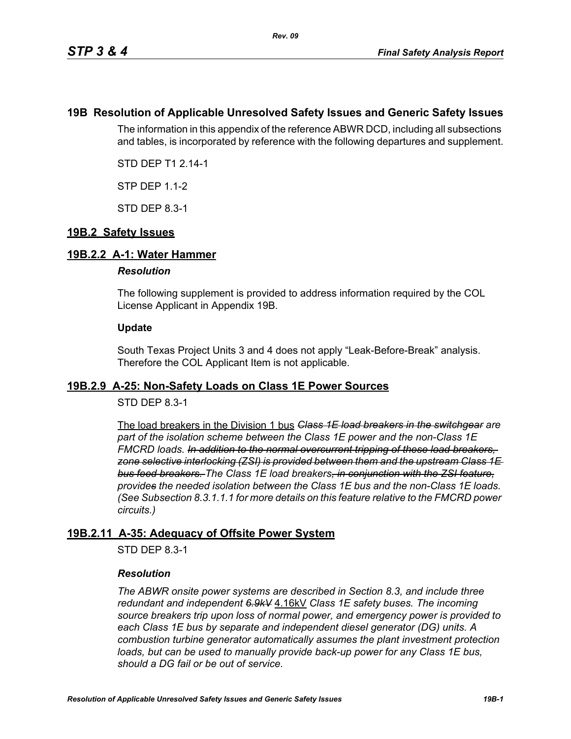# 19B Resolution of Applicable Unresolved Safety Issues and Generic Safety Issues

The information in this appendix of the reference ABWR DCD, including all subsections and tables, is incorporated by reference with the following departures and supplement.

STD DEP T1 2.14-1

STP DEP 1.1-2

STD DEP 8.3-1

## 19B.2 Safety Issues

### 19B.2.2 A-1: Water Hammer

***Resolution***

The following supplement is provided to address information required by the COL License Applicant in Appendix 19B.

**Update**

South Texas Project Units 3 and 4 does not apply "Leak-Before-Break" analysis. Therefore the COL Applicant Item is not applicable.

### 19B.2.9 A-25: Non-Safety Loads on Class 1E Power Sources

STD DEP 8.3-1

<u>The load breakers in the Division 1 bus</u> ~~*Class 1E load breakers in the switchgear*~~ *are part of the isolation scheme between the Class 1E power and the non-Class 1E FMCRD loads.* ~~*In addition to the normal overcurrent tripping of these load breakers, zone selective interlocking (ZSI) is provided between them and the upstream Class 1E bus feed breakers.*~~ *The Class 1E load breaker*~~*s, in conjunction with the ZSI feature,*~~ *provide*~~*s*~~ *the needed isolation between the Class 1E bus and the non-Class 1E loads. (See Subsection 8.3.1.1.1 for more details on this feature relative to the FMCRD power circuits.)*

### 19B.2.11 A-35: Adequacy of Offsite Power System

STD DEP 8.3-1

***Resolution***

*The ABWR onsite power systems are described in Section 8.3, and include three redundant and independent* ~~*6.9kV*~~ <u>4.16kV</u> *Class 1E safety buses. The incoming source breakers trip upon loss of normal power, and emergency power is provided to each Class 1E bus by separate and independent diesel generator (DG) units. A combustion turbine generator automatically assumes the plant investment protection loads, but can be used to manually provide back-up power for any Class 1E bus, should a DG fail or be out of service.*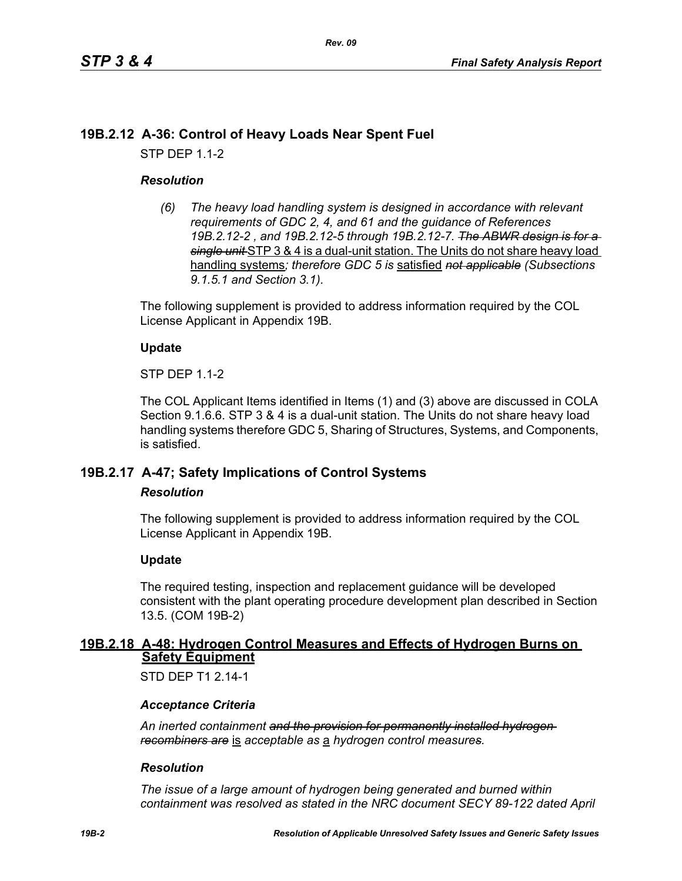## 19B.2.12 A-36: Control of Heavy Loads Near Spent Fuel

STP DEP 1.1-2

### *Resolution*

*(6) The heavy load handling system is designed in accordance with relevant requirements of GDC 2, 4, and 61 and the guidance of References 19B.2.12-2 , and 19B.2.12-5 through 19B.2.12-7.* ~~*The ABWR design is for a single unit*~~ STP 3 & 4 is a dual-unit station. The Units do not share heavy load handling systems*; therefore GDC 5 is* satisfied ~~*not applicable*~~ *(Subsections 9.1.5.1 and Section 3.1).*

The following supplement is provided to address information required by the COL License Applicant in Appendix 19B.

**Update**

STP DEP 1.1-2

The COL Applicant Items identified in Items (1) and (3) above are discussed in COLA Section 9.1.6.6. STP 3 & 4 is a dual-unit station. The Units do not share heavy load handling systems therefore GDC 5, Sharing of Structures, Systems, and Components, is satisfied.

## 19B.2.17 A-47; Safety Implications of Control Systems

### *Resolution*

The following supplement is provided to address information required by the COL License Applicant in Appendix 19B.

**Update**

The required testing, inspection and replacement guidance will be developed consistent with the plant operating procedure development plan described in Section 13.5. (COM 19B-2)

## 19B.2.18 A-48: Hydrogen Control Measures and Effects of Hydrogen Burns on Safety Equipment

STD DEP T1 2.14-1

### *Acceptance Criteria*

*An inerted containment* ~~*and the provision for permanently installed hydrogen recombiners are*~~ is *acceptable as* a *hydrogen control measure*~~*s*~~*.*

### *Resolution*

*The issue of a large amount of hydrogen being generated and burned within containment was resolved as stated in the NRC document SECY 89-122 dated April*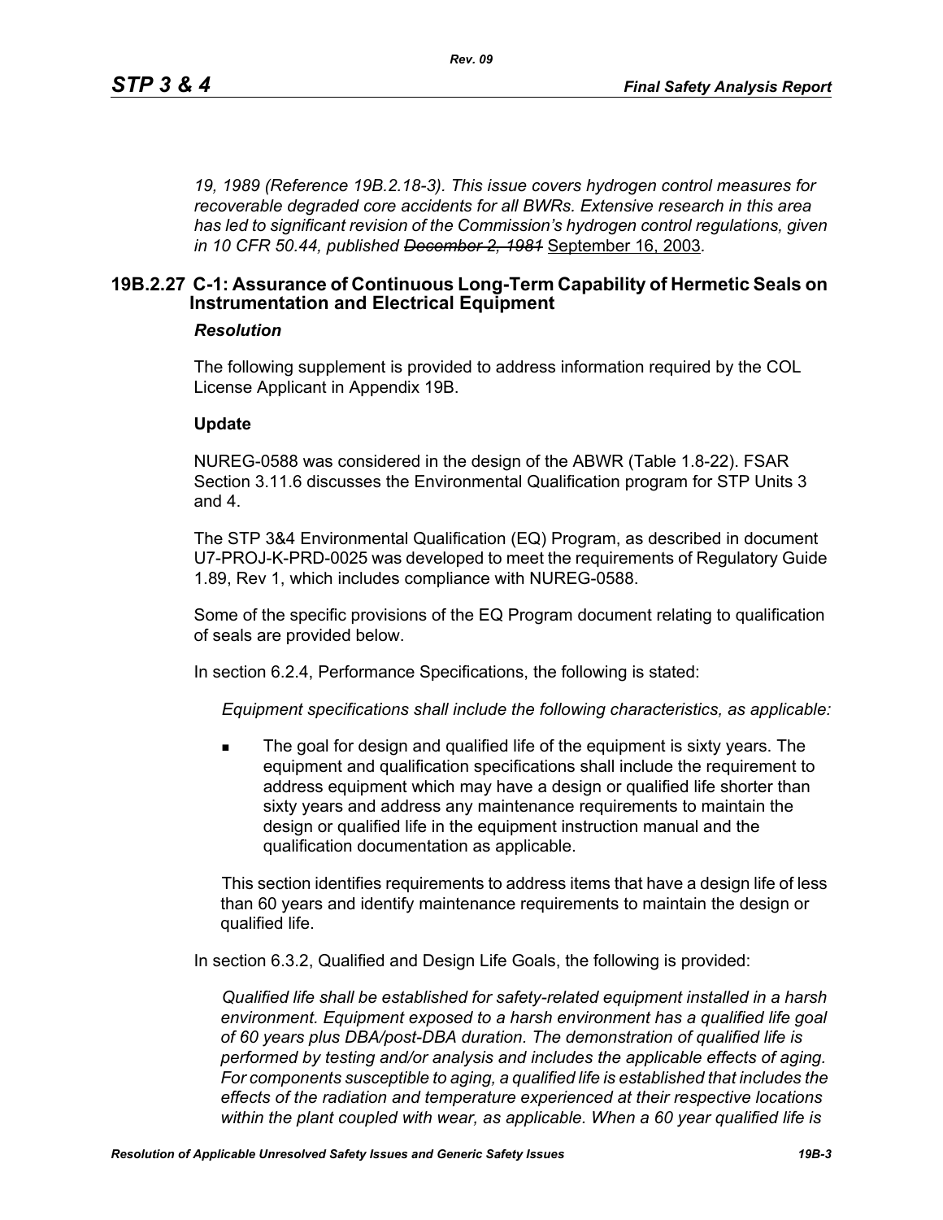*19, 1989 (Reference 19B.2.18-3). This issue covers hydrogen control measures for recoverable degraded core accidents for all BWRs. Extensive research in this area has led to significant revision of the Commission's hydrogen control regulations, given in 10 CFR 50.44, published ~~December 2, 1981~~* September 16, 2003.

## 19B.2.27 C-1: Assurance of Continuous Long-Term Capability of Hermetic Seals on Instrumentation and Electrical Equipment

### *Resolution*

The following supplement is provided to address information required by the COL License Applicant in Appendix 19B.

**Update**

NUREG-0588 was considered in the design of the ABWR (Table 1.8-22). FSAR Section 3.11.6 discusses the Environmental Qualification program for STP Units 3 and 4.

The STP 3&4 Environmental Qualification (EQ) Program, as described in document U7-PROJ-K-PRD-0025 was developed to meet the requirements of Regulatory Guide 1.89, Rev 1, which includes compliance with NUREG-0588.

Some of the specific provisions of the EQ Program document relating to qualification of seals are provided below.

In section 6.2.4, Performance Specifications, the following is stated:

> *Equipment specifications shall include the following characteristics, as applicable:*
>
> - The goal for design and qualified life of the equipment is sixty years. The equipment and qualification specifications shall include the requirement to address equipment which may have a design or qualified life shorter than sixty years and address any maintenance requirements to maintain the design or qualified life in the equipment instruction manual and the qualification documentation as applicable.
>
> This section identifies requirements to address items that have a design life of less than 60 years and identify maintenance requirements to maintain the design or qualified life.

In section 6.3.2, Qualified and Design Life Goals, the following is provided:

> *Qualified life shall be established for safety-related equipment installed in a harsh environment. Equipment exposed to a harsh environment has a qualified life goal of 60 years plus DBA/post-DBA duration. The demonstration of qualified life is performed by testing and/or analysis and includes the applicable effects of aging. For components susceptible to aging, a qualified life is established that includes the effects of the radiation and temperature experienced at their respective locations within the plant coupled with wear, as applicable. When a 60 year qualified life is*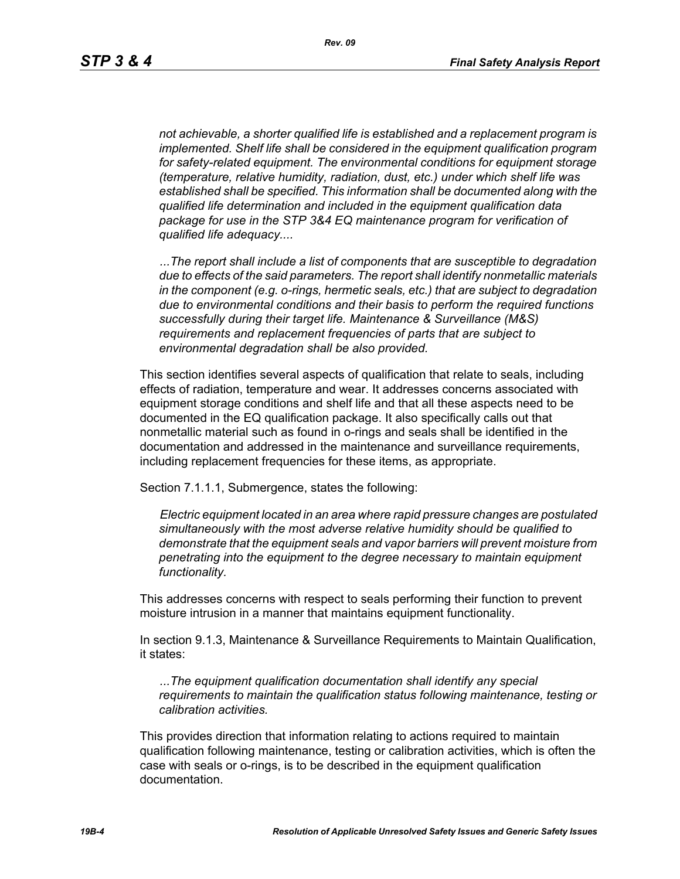*not achievable, a shorter qualified life is established and a replacement program is implemented. Shelf life shall be considered in the equipment qualification program for safety-related equipment. The environmental conditions for equipment storage (temperature, relative humidity, radiation, dust, etc.) under which shelf life was established shall be specified. This information shall be documented along with the qualified life determination and included in the equipment qualification data package for use in the STP 3&4 EQ maintenance program for verification of qualified life adequacy....*

*...The report shall include a list of components that are susceptible to degradation due to effects of the said parameters. The report shall identify nonmetallic materials in the component (e.g. o-rings, hermetic seals, etc.) that are subject to degradation due to environmental conditions and their basis to perform the required functions successfully during their target life. Maintenance & Surveillance (M&S) requirements and replacement frequencies of parts that are subject to environmental degradation shall be also provided.*

This section identifies several aspects of qualification that relate to seals, including effects of radiation, temperature and wear. It addresses concerns associated with equipment storage conditions and shelf life and that all these aspects need to be documented in the EQ qualification package. It also specifically calls out that nonmetallic material such as found in o-rings and seals shall be identified in the documentation and addressed in the maintenance and surveillance requirements, including replacement frequencies for these items, as appropriate.

Section 7.1.1.1, Submergence, states the following:

*Electric equipment located in an area where rapid pressure changes are postulated simultaneously with the most adverse relative humidity should be qualified to demonstrate that the equipment seals and vapor barriers will prevent moisture from penetrating into the equipment to the degree necessary to maintain equipment functionality.*

This addresses concerns with respect to seals performing their function to prevent moisture intrusion in a manner that maintains equipment functionality.

In section 9.1.3, Maintenance & Surveillance Requirements to Maintain Qualification, it states:

*...The equipment qualification documentation shall identify any special requirements to maintain the qualification status following maintenance, testing or calibration activities.*

This provides direction that information relating to actions required to maintain qualification following maintenance, testing or calibration activities, which is often the case with seals or o-rings, is to be described in the equipment qualification documentation.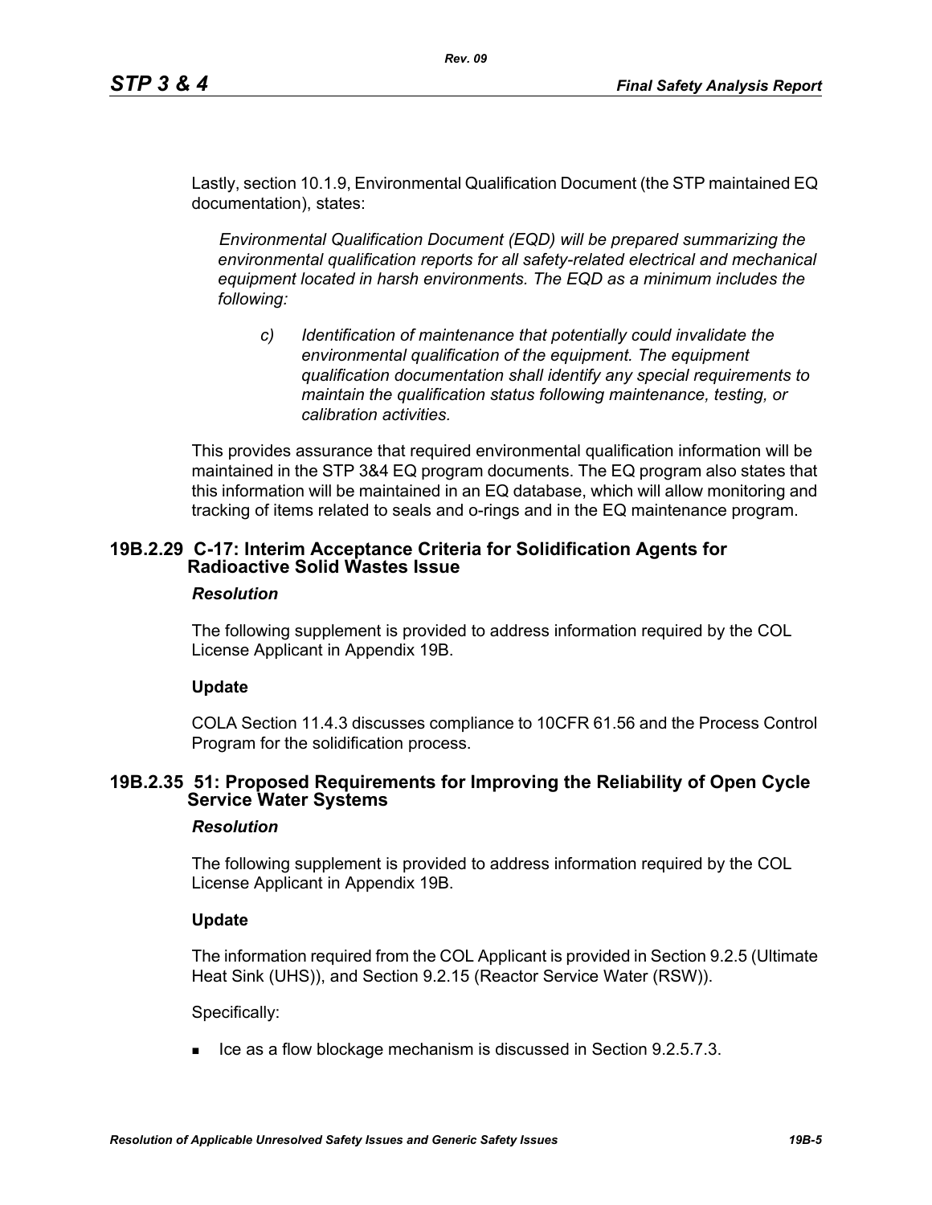Lastly, section 10.1.9, Environmental Qualification Document (the STP maintained EQ documentation), states:

> *Environmental Qualification Document (EQD) will be prepared summarizing the environmental qualification reports for all safety-related electrical and mechanical equipment located in harsh environments. The EQD as a minimum includes the following:*
>
> > *c) Identification of maintenance that potentially could invalidate the environmental qualification of the equipment. The equipment qualification documentation shall identify any special requirements to maintain the qualification status following maintenance, testing, or calibration activities.*

This provides assurance that required environmental qualification information will be maintained in the STP 3&4 EQ program documents. The EQ program also states that this information will be maintained in an EQ database, which will allow monitoring and tracking of items related to seals and o-rings and in the EQ maintenance program.

## 19B.2.29 C-17: Interim Acceptance Criteria for Solidification Agents for Radioactive Solid Wastes Issue

***Resolution***

The following supplement is provided to address information required by the COL License Applicant in Appendix 19B.

**Update**

COLA Section 11.4.3 discusses compliance to 10CFR 61.56 and the Process Control Program for the solidification process.

## 19B.2.35 51: Proposed Requirements for Improving the Reliability of Open Cycle Service Water Systems

***Resolution***

The following supplement is provided to address information required by the COL License Applicant in Appendix 19B.

**Update**

The information required from the COL Applicant is provided in Section 9.2.5 (Ultimate Heat Sink (UHS)), and Section 9.2.15 (Reactor Service Water (RSW)).

Specifically:

- Ice as a flow blockage mechanism is discussed in Section 9.2.5.7.3.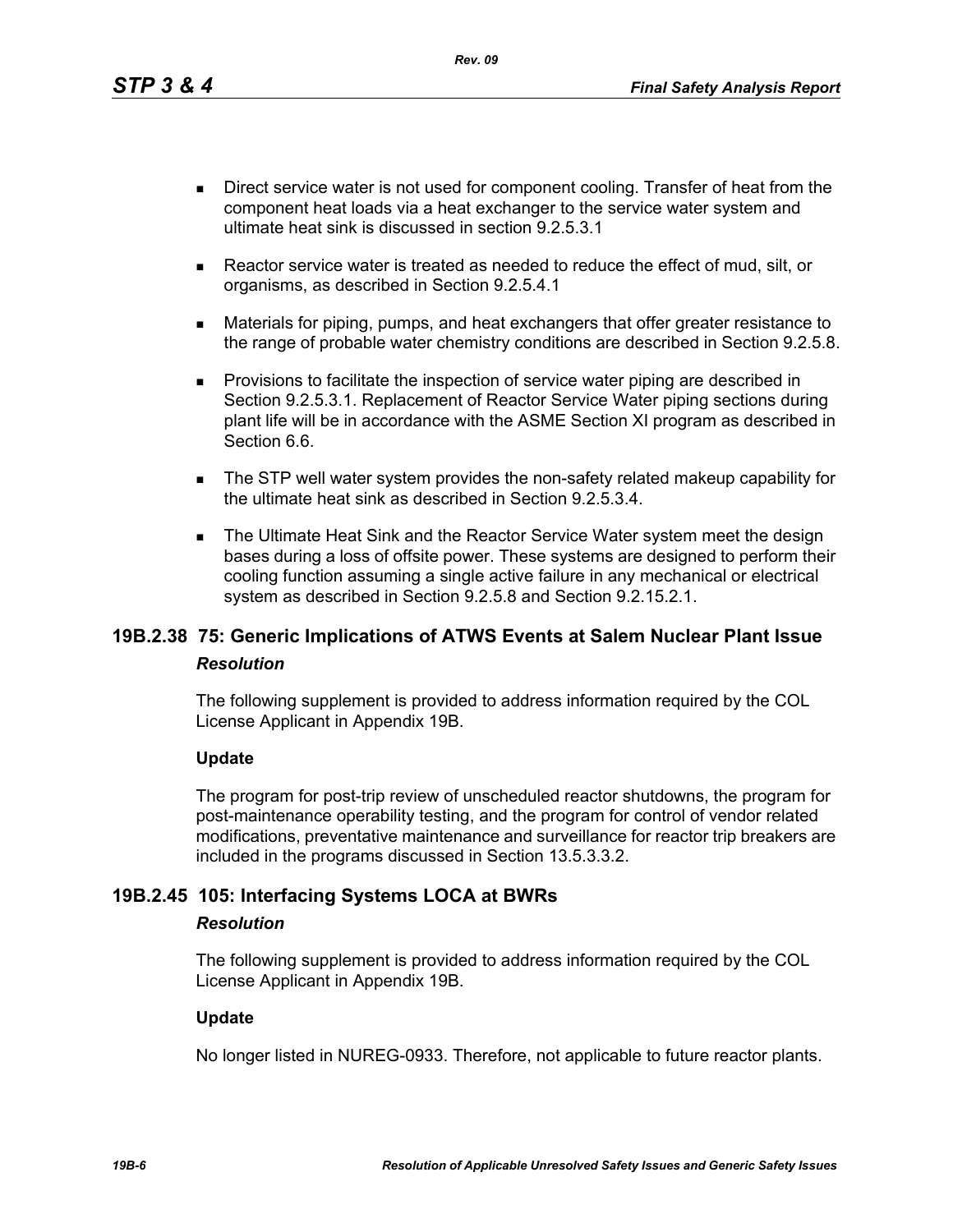- Direct service water is not used for component cooling. Transfer of heat from the component heat loads via a heat exchanger to the service water system and ultimate heat sink is discussed in section 9.2.5.3.1
- Reactor service water is treated as needed to reduce the effect of mud, silt, or organisms, as described in Section 9.2.5.4.1
- Materials for piping, pumps, and heat exchangers that offer greater resistance to the range of probable water chemistry conditions are described in Section 9.2.5.8.
- Provisions to facilitate the inspection of service water piping are described in Section 9.2.5.3.1. Replacement of Reactor Service Water piping sections during plant life will be in accordance with the ASME Section XI program as described in Section 6.6.
- The STP well water system provides the non-safety related makeup capability for the ultimate heat sink as described in Section 9.2.5.3.4.
- The Ultimate Heat Sink and the Reactor Service Water system meet the design bases during a loss of offsite power. These systems are designed to perform their cooling function assuming a single active failure in any mechanical or electrical system as described in Section 9.2.5.8 and Section 9.2.15.2.1.

## 19B.2.38 75: Generic Implications of ATWS Events at Salem Nuclear Plant Issue

*Resolution*

The following supplement is provided to address information required by the COL License Applicant in Appendix 19B.

**Update**

The program for post-trip review of unscheduled reactor shutdowns, the program for post-maintenance operability testing, and the program for control of vendor related modifications, preventative maintenance and surveillance for reactor trip breakers are included in the programs discussed in Section 13.5.3.3.2.

## 19B.2.45 105: Interfacing Systems LOCA at BWRs

*Resolution*

The following supplement is provided to address information required by the COL License Applicant in Appendix 19B.

**Update**

No longer listed in NUREG-0933. Therefore, not applicable to future reactor plants.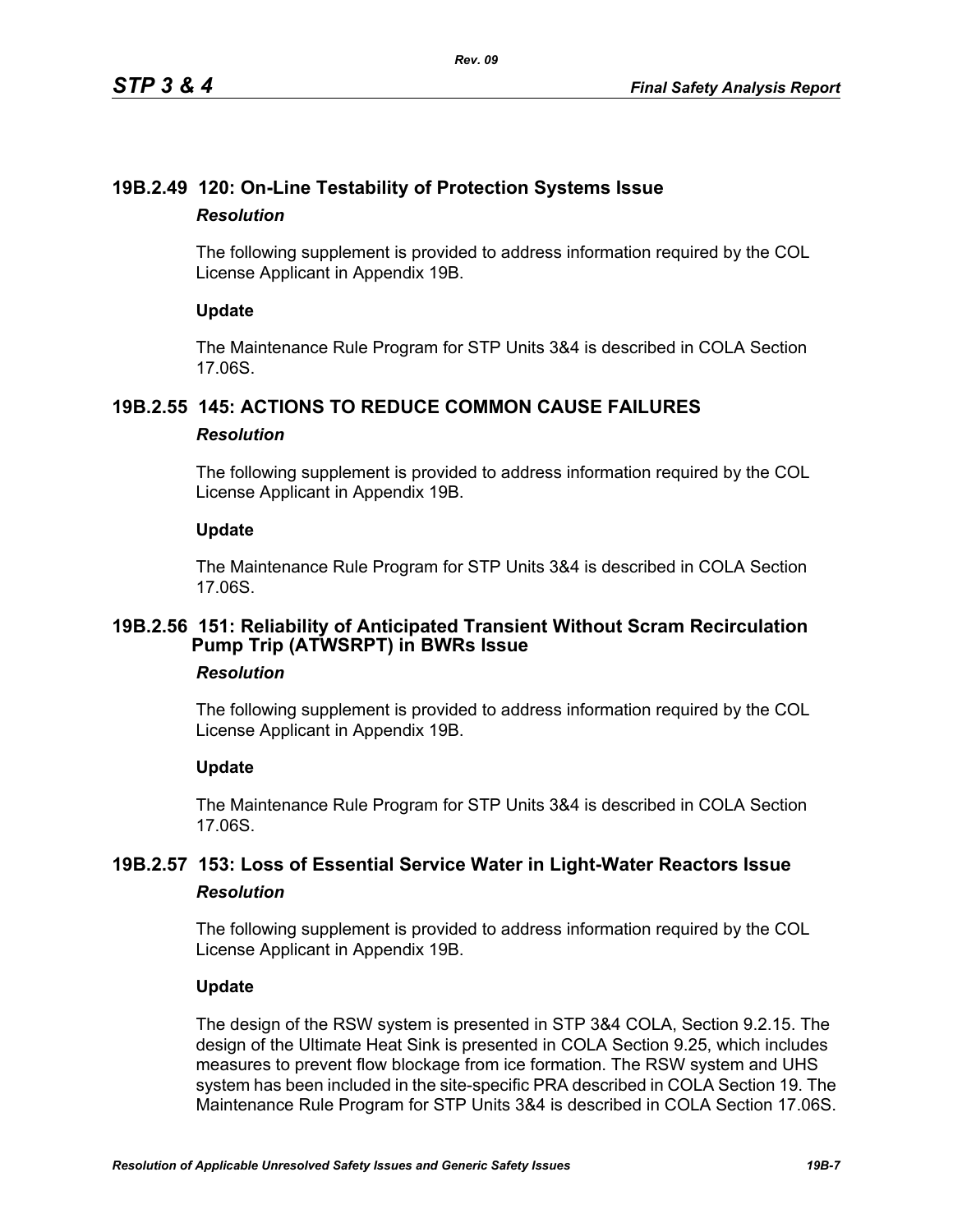## 19B.2.49 120: On-Line Testability of Protection Systems Issue

### *Resolution*

The following supplement is provided to address information required by the COL License Applicant in Appendix 19B.

**Update**

The Maintenance Rule Program for STP Units 3&4 is described in COLA Section 17.06S.

## 19B.2.55 145: ACTIONS TO REDUCE COMMON CAUSE FAILURES

### *Resolution*

The following supplement is provided to address information required by the COL License Applicant in Appendix 19B.

**Update**

The Maintenance Rule Program for STP Units 3&4 is described in COLA Section 17.06S.

## 19B.2.56 151: Reliability of Anticipated Transient Without Scram Recirculation Pump Trip (ATWSRPT) in BWRs Issue

### *Resolution*

The following supplement is provided to address information required by the COL License Applicant in Appendix 19B.

**Update**

The Maintenance Rule Program for STP Units 3&4 is described in COLA Section 17.06S.

## 19B.2.57 153: Loss of Essential Service Water in Light-Water Reactors Issue

### *Resolution*

The following supplement is provided to address information required by the COL License Applicant in Appendix 19B.

**Update**

The design of the RSW system is presented in STP 3&4 COLA, Section 9.2.15. The design of the Ultimate Heat Sink is presented in COLA Section 9.25, which includes measures to prevent flow blockage from ice formation. The RSW system and UHS system has been included in the site-specific PRA described in COLA Section 19. The Maintenance Rule Program for STP Units 3&4 is described in COLA Section 17.06S.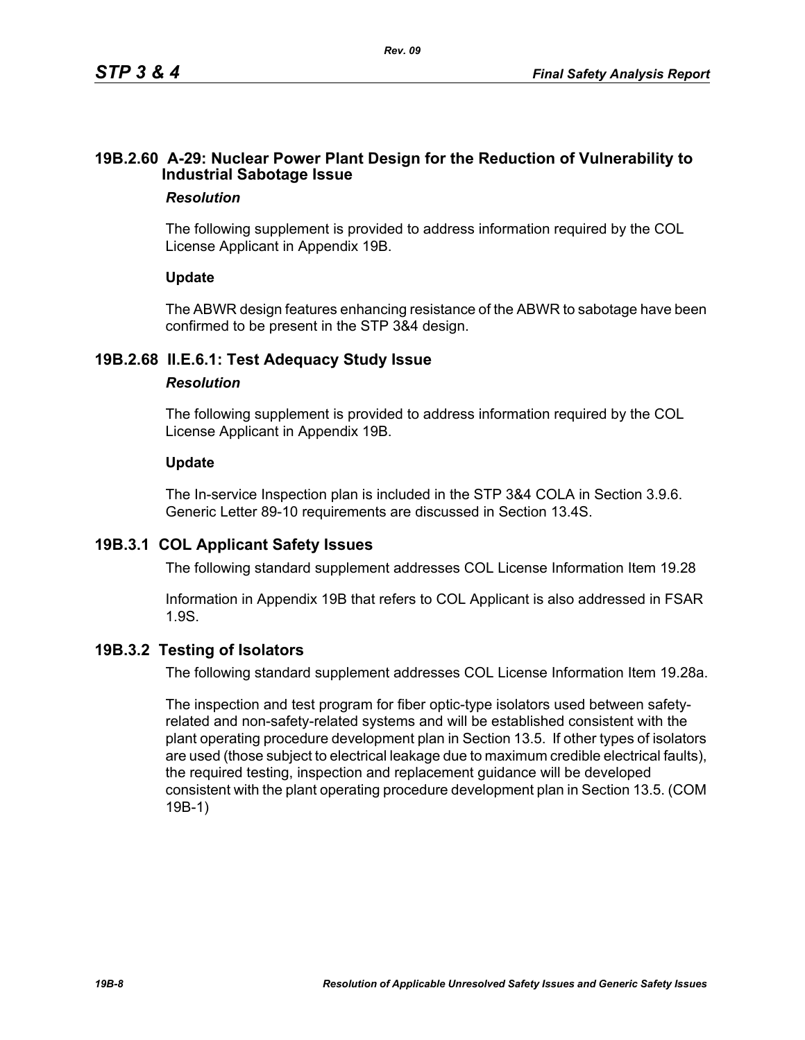## 19B.2.60 A-29: Nuclear Power Plant Design for the Reduction of Vulnerability to Industrial Sabotage Issue

*Resolution*

The following supplement is provided to address information required by the COL License Applicant in Appendix 19B.

**Update**

The ABWR design features enhancing resistance of the ABWR to sabotage have been confirmed to be present in the STP 3&4 design.

## 19B.2.68 II.E.6.1: Test Adequacy Study Issue

*Resolution*

The following supplement is provided to address information required by the COL License Applicant in Appendix 19B.

**Update**

The In-service Inspection plan is included in the STP 3&4 COLA in Section 3.9.6. Generic Letter 89-10 requirements are discussed in Section 13.4S.

## 19B.3.1 COL Applicant Safety Issues

The following standard supplement addresses COL License Information Item 19.28

Information in Appendix 19B that refers to COL Applicant is also addressed in FSAR 1.9S.

## 19B.3.2 Testing of Isolators

The following standard supplement addresses COL License Information Item 19.28a.

The inspection and test program for fiber optic-type isolators used between safety-related and non-safety-related systems and will be established consistent with the plant operating procedure development plan in Section 13.5. If other types of isolators are used (those subject to electrical leakage due to maximum credible electrical faults), the required testing, inspection and replacement guidance will be developed consistent with the plant operating procedure development plan in Section 13.5. (COM 19B-1)